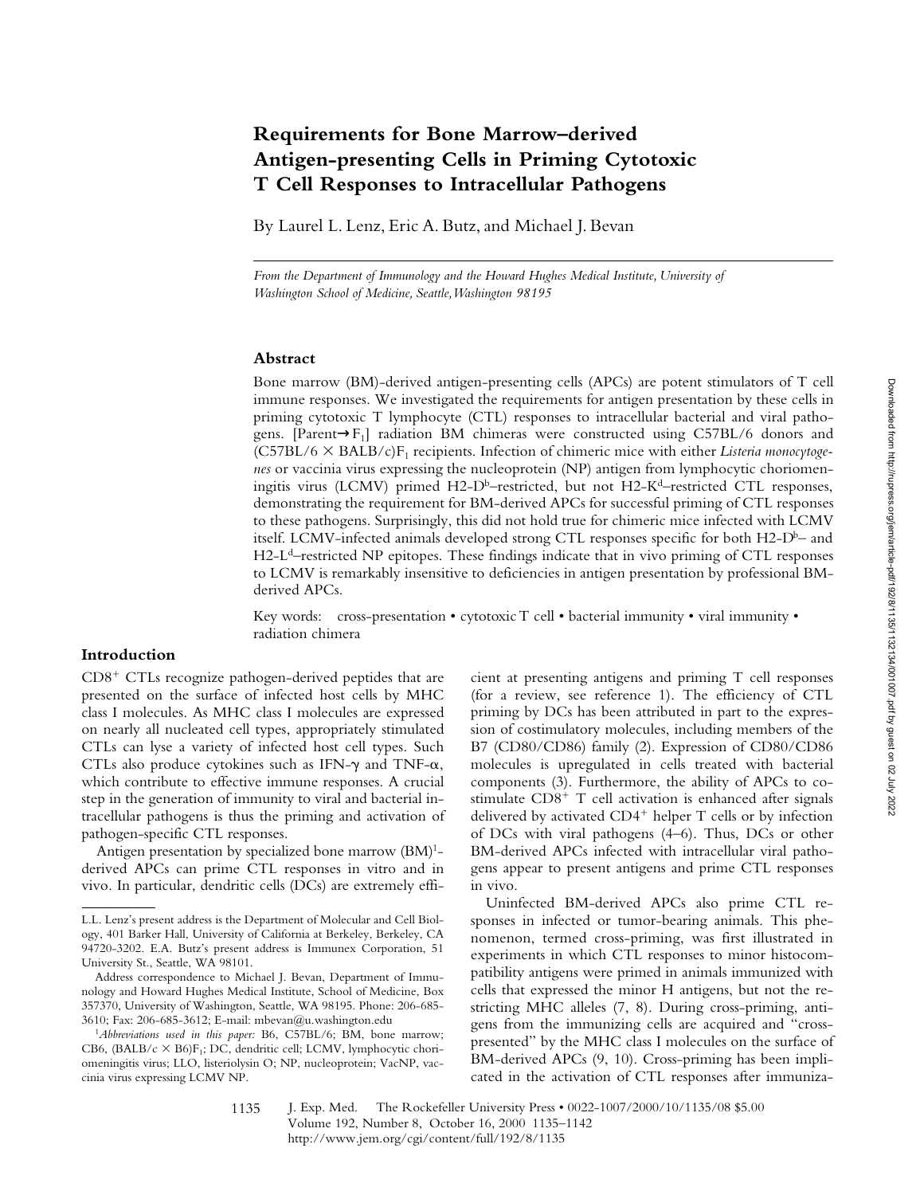# Requirements for Bone Marrow–derived Antigen-presenting Cells in Priming Cytotoxic T Cell Responses to Intracellular Pathogens

By Laurel L. Lenz, Eric A. Butz, and Michael J. Bevan

*From the Department of Immunology and the Howard Hughes Medical Institute, University of Washington School of Medicine, Seattle, Washington 98195*

## Abstract

Bone marrow (BM)-derived antigen-presenting cells (APCs) are potent stimulators of T cell immune responses. We investigated the requirements for antigen presentation by these cells in priming cytotoxic T lymphocyte (CTL) responses to intracellular bacterial and viral pathogens. [Parent→$F_1$] radiation BM chimeras were constructed using C57BL/6 donors and (C57BL/6 × BALB/c)$F_1$ recipients. Infection of chimeric mice with either *Listeria monocytogenes* or vaccinia virus expressing the nucleoprotein (NP) antigen from lymphocytic choriomeningitis virus (LCMV) primed H2-$D^b$–restricted, but not H2-$K^d$–restricted CTL responses, demonstrating the requirement for BM-derived APCs for successful priming of CTL responses to these pathogens. Surprisingly, this did not hold true for chimeric mice infected with LCMV itself. LCMV-infected animals developed strong CTL responses specific for both H2-$D^b$– and H2-$L^d$–restricted NP epitopes. These findings indicate that in vivo priming of CTL responses to LCMV is remarkably insensitive to deficiencies in antigen presentation by professional BM-derived APCs.

Key words: cross-presentation • cytotoxic T cell • bacterial immunity • viral immunity • radiation chimera

## Introduction

$CD8^+$ CTLs recognize pathogen-derived peptides that are presented on the surface of infected host cells by MHC class I molecules. As MHC class I molecules are expressed on nearly all nucleated cell types, appropriately stimulated CTLs can lyse a variety of infected host cell types. Such CTLs also produce cytokines such as IFN-γ and TNF-α, which contribute to effective immune responses. A crucial step in the generation of immunity to viral and bacterial intracellular pathogens is thus the priming and activation of pathogen-specific CTL responses.

Antigen presentation by specialized bone marrow (BM)[1]-derived APCs can prime CTL responses in vitro and in vivo. In particular, dendritic cells (DCs) are extremely efficient at presenting antigens and priming T cell responses (for a review, see reference 1). The efficiency of CTL priming by DCs has been attributed in part to the expression of costimulatory molecules, including members of the B7 (CD80/CD86) family (2). Expression of CD80/CD86 molecules is upregulated in cells treated with bacterial components (3). Furthermore, the ability of APCs to costimulate $CD8^+$ T cell activation is enhanced after signals delivered by activated $CD4^+$ helper T cells or by infection of DCs with viral pathogens (4–6). Thus, DCs or other BM-derived APCs infected with intracellular viral pathogens appear to present antigens and prime CTL responses in vivo.

Uninfected BM-derived APCs also prime CTL responses in infected or tumor-bearing animals. This phenomenon, termed cross-priming, was first illustrated in experiments in which CTL responses to minor histocompatibility antigens were primed in animals immunized with cells that expressed the minor H antigens, but not the restricting MHC alleles (7, 8). During cross-priming, antigens from the immunizing cells are acquired and "cross-presented" by the MHC class I molecules on the surface of BM-derived APCs (9, 10). Cross-priming has been implicated in the activation of CTL responses after immuniza-

---

L.L. Lenz's present address is the Department of Molecular and Cell Biology, 401 Barker Hall, University of California at Berkeley, Berkeley, CA 94720-3202. E.A. Butz's present address is Immunex Corporation, 51 University St., Seattle, WA 98101.

Address correspondence to Michael J. Bevan, Department of Immunology and Howard Hughes Medical Institute, School of Medicine, Box 357370, University of Washington, Seattle, WA 98195. Phone: 206-685-3610; Fax: 206-685-3612; E-mail: mbevan@u.washington.edu

[1]*Abbreviations used in this paper:* B6, C57BL/6; BM, bone marrow; CB6, (BALB/c × B6)$F_1$; DC, dendritic cell; LCMV, lymphocytic choriomeningitis virus; LLO, listeriolysin O; NP, nucleoprotein; VacNP, vaccinia virus expressing LCMV NP.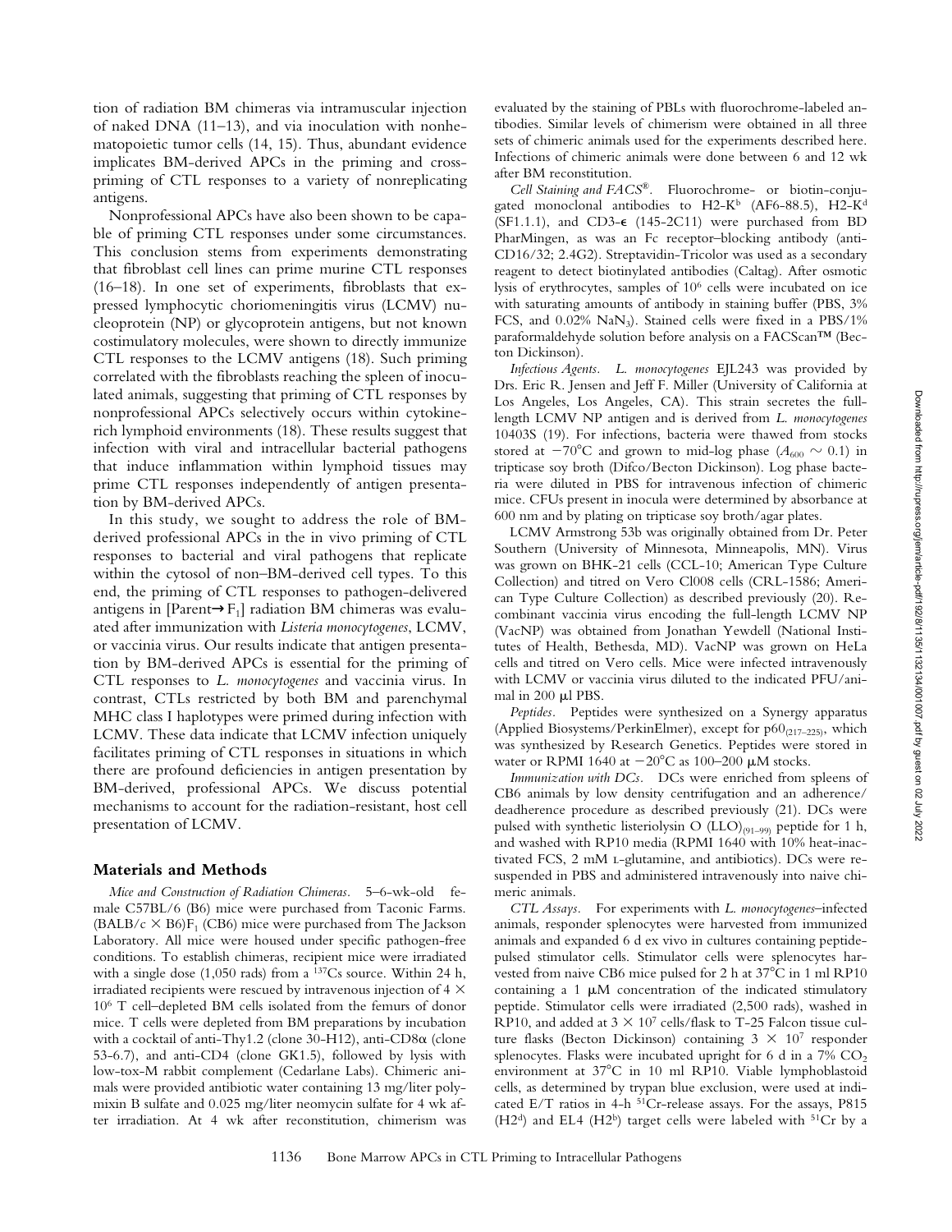tion of radiation BM chimeras via intramuscular injection of naked DNA (11–13), and via inoculation with nonhematopoietic tumor cells (14, 15). Thus, abundant evidence implicates BM-derived APCs in the priming and cross-priming of CTL responses to a variety of nonreplicating antigens.

Nonprofessional APCs have also been shown to be capable of priming CTL responses under some circumstances. This conclusion stems from experiments demonstrating that fibroblast cell lines can prime murine CTL responses (16–18). In one set of experiments, fibroblasts that expressed lymphocytic choriomeningitis virus (LCMV) nucleoprotein (NP) or glycoprotein antigens, but not known costimulatory molecules, were shown to directly immunize CTL responses to the LCMV antigens (18). Such priming correlated with the fibroblasts reaching the spleen of inoculated animals, suggesting that priming of CTL responses by nonprofessional APCs selectively occurs within cytokine-rich lymphoid environments (18). These results suggest that infection with viral and intracellular bacterial pathogens that induce inflammation within lymphoid tissues may prime CTL responses independently of antigen presentation by BM-derived APCs.

In this study, we sought to address the role of BM-derived professional APCs in the in vivo priming of CTL responses to bacterial and viral pathogens that replicate within the cytosol of non–BM-derived cell types. To this end, the priming of CTL responses to pathogen-delivered antigens in [Parent→$F_1$] radiation BM chimeras was evaluated after immunization with *Listeria monocytogenes*, LCMV, or vaccinia virus. Our results indicate that antigen presentation by BM-derived APCs is essential for the priming of CTL responses to *L. monocytogenes* and vaccinia virus. In contrast, CTLs restricted by both BM and parenchymal MHC class I haplotypes were primed during infection with LCMV. These data indicate that LCMV infection uniquely facilitates priming of CTL responses in situations in which there are profound deficiencies in antigen presentation by BM-derived, professional APCs. We discuss potential mechanisms to account for the radiation-resistant, host cell presentation of LCMV.

## Materials and Methods

*Mice and Construction of Radiation Chimeras.* 5–6-wk-old female C57BL/6 (B6) mice were purchased from Taconic Farms. (BALB/c × B6)$F_1$ (CB6) mice were purchased from The Jackson Laboratory. All mice were housed under specific pathogen-free conditions. To establish chimeras, recipient mice were irradiated with a single dose (1,050 rads) from a $^{137}$Cs source. Within 24 h, irradiated recipients were rescued by intravenous injection of 4 × $10^6$ T cell–depleted BM cells isolated from the femurs of donor mice. T cells were depleted from BM preparations by incubation with a cocktail of anti-Thy1.2 (clone 30-H12), anti-CD8α (clone 53-6.7), and anti-CD4 (clone GK1.5), followed by lysis with low-tox-M rabbit complement (Cedarlane Labs). Chimeric animals were provided antibiotic water containing 13 mg/liter polymixin B sulfate and 0.025 mg/liter neomycin sulfate for 4 wk after irradiation. At 4 wk after reconstitution, chimerism was evaluated by the staining of PBLs with fluorochrome-labeled antibodies. Similar levels of chimerism were obtained in all three sets of chimeric animals used for the experiments described here. Infections of chimeric animals were done between 6 and 12 wk after BM reconstitution.

*Cell Staining and FACS®.* Fluorochrome- or biotin-conjugated monoclonal antibodies to H2-K$^b$ (AF6-88.5), H2-K$^d$ (SF1.1.1), and CD3-ε (145-2C11) were purchased from BD PharMingen, as was an Fc receptor–blocking antibody (anti-CD16/32; 2.4G2). Streptavidin-Tricolor was used as a secondary reagent to detect biotinylated antibodies (Caltag). After osmotic lysis of erythrocytes, samples of $10^6$ cells were incubated on ice with saturating amounts of antibody in staining buffer (PBS, 3% FCS, and 0.02% $NaN_3$). Stained cells were fixed in a PBS/1% paraformaldehyde solution before analysis on a FACScan™ (Becton Dickinson).

*Infectious Agents.* *L. monocytogenes* EJL243 was provided by Drs. Eric R. Jensen and Jeff F. Miller (University of California at Los Angeles, Los Angeles, CA). This strain secretes the full-length LCMV NP antigen and is derived from *L. monocytogenes* 10403S (19). For infections, bacteria were thawed from stocks stored at −70°C and grown to mid-log phase ($A_{600}$ ~ 0.1) in tripticase soy broth (Difco/Becton Dickinson). Log phase bacteria were diluted in PBS for intravenous infection of chimeric mice. CFUs present in inocula were determined by absorbance at 600 nm and by plating on tripticase soy broth/agar plates.

LCMV Armstrong 53b was originally obtained from Dr. Peter Southern (University of Minnesota, Minneapolis, MN). Virus was grown on BHK-21 cells (CCL-10; American Type Culture Collection) and titred on Vero Cl008 cells (CRL-1586; American Type Culture Collection) as described previously (20). Recombinant vaccinia virus encoding the full-length LCMV NP (VacNP) was obtained from Jonathan Yewdell (National Institutes of Health, Bethesda, MD). VacNP was grown on HeLa cells and titred on Vero cells. Mice were infected intravenously with LCMV or vaccinia virus diluted to the indicated PFU/animal in 200 μl PBS.

*Peptides.* Peptides were synthesized on a Synergy apparatus (Applied Biosystems/PerkinElmer), except for $p60_{(217–225)}$, which was synthesized by Research Genetics. Peptides were stored in water or RPMI 1640 at −20°C as 100–200 μM stocks.

*Immunization with DCs.* DCs were enriched from spleens of CB6 animals by low density centrifugation and an adherence/deadherence procedure as described previously (21). DCs were pulsed with synthetic listeriolysin O $(LLO)_{(91–99)}$ peptide for 1 h, and washed with RP10 media (RPMI 1640 with 10% heat-inactivated FCS, 2 mM L-glutamine, and antibiotics). DCs were resuspended in PBS and administered intravenously into naive chimeric animals.

*CTL Assays.* For experiments with *L. monocytogenes*–infected animals, responder splenocytes were harvested from immunized animals and expanded 6 d ex vivo in cultures containing peptide-pulsed stimulator cells. Stimulator cells were splenocytes harvested from naive CB6 mice pulsed for 2 h at 37°C in 1 ml RP10 containing a 1 μM concentration of the indicated stimulatory peptide. Stimulator cells were irradiated (2,500 rads), washed in RP10, and added at 3 × $10^7$ cells/flask to T-25 Falcon tissue culture flasks (Becton Dickinson) containing 3 × $10^7$ responder splenocytes. Flasks were incubated upright for 6 d in a 7% $CO_2$ environment at 37°C in 10 ml RP10. Viable lymphoblastoid cells, as determined by trypan blue exclusion, were used at indicated E/T ratios in 4-h $^{51}$Cr-release assays. For the assays, P815 (H2$^d$) and EL4 (H2$^b$) target cells were labeled with $^{51}$Cr by a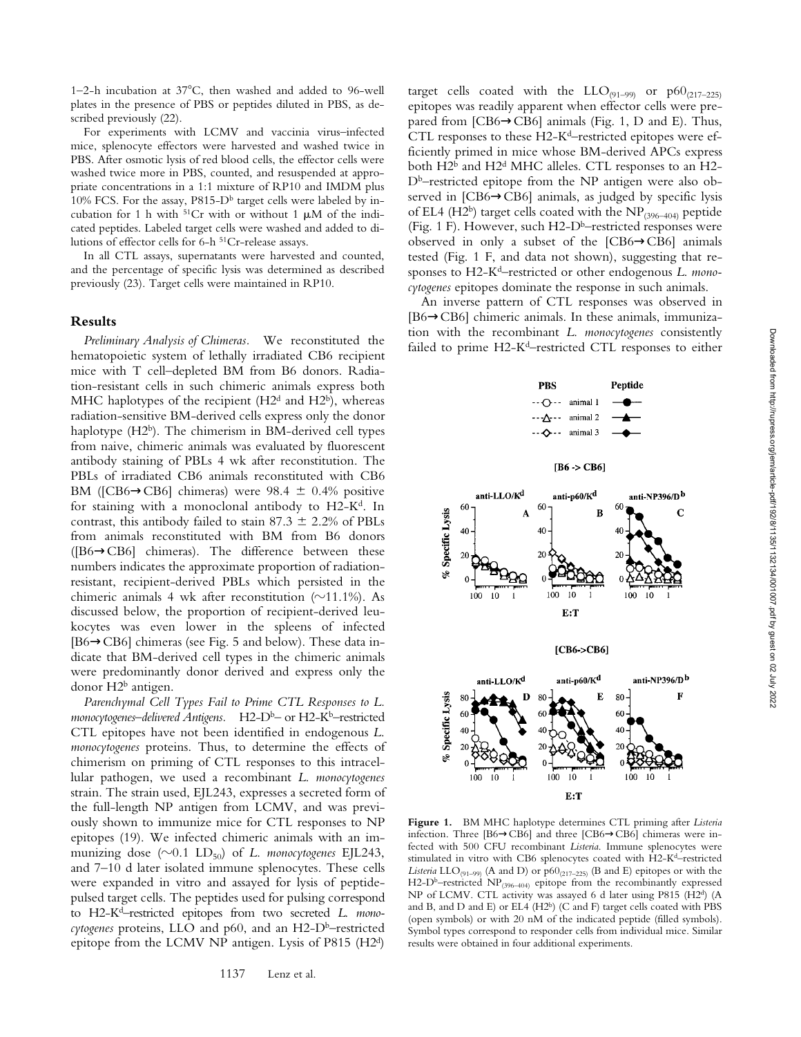1–2-h incubation at 37°C, then washed and added to 96-well plates in the presence of PBS or peptides diluted in PBS, as described previously (22).

For experiments with LCMV and vaccinia virus–infected mice, splenocyte effectors were harvested and washed twice in PBS. After osmotic lysis of red blood cells, the effector cells were washed twice more in PBS, counted, and resuspended at appropriate concentrations in a 1:1 mixture of RP10 and IMDM plus 10% FCS. For the assay, P815-D$^b$ target cells were labeled by incubation for 1 h with $^{51}$Cr with or without 1 μM of the indicated peptides. Labeled target cells were washed and added to dilutions of effector cells for 6-h $^{51}$Cr-release assays.

In all CTL assays, supernatants were harvested and counted, and the percentage of specific lysis was determined as described previously (23). Target cells were maintained in RP10.

## Results

*Preliminary Analysis of Chimeras.* We reconstituted the hematopoietic system of lethally irradiated CB6 recipient mice with T cell–depleted BM from B6 donors. Radiation-resistant cells in such chimeric animals express both MHC haplotypes of the recipient (H2$^d$ and H2$^b$), whereas radiation-sensitive BM-derived cells express only the donor haplotype (H2$^b$). The chimerism in BM-derived cell types from naive, chimeric animals was evaluated by fluorescent antibody staining of PBLs 4 wk after reconstitution. The PBLs of irradiated CB6 animals reconstituted with CB6 BM ([CB6→CB6] chimeras) were 98.4 ± 0.4% positive for staining with a monoclonal antibody to H2-K$^d$. In contrast, this antibody failed to stain 87.3 ± 2.2% of PBLs from animals reconstituted with BM from B6 donors ([B6→CB6] chimeras). The difference between these numbers indicates the approximate proportion of radiation-resistant, recipient-derived PBLs which persisted in the chimeric animals 4 wk after reconstitution (~11.1%). As discussed below, the proportion of recipient-derived leukocytes was even lower in the spleens of infected [B6→CB6] chimeras (see Fig. 5 and below). These data indicate that BM-derived cell types in the chimeric animals were predominantly donor derived and express only the donor H2$^b$ antigen.

*Parenchymal Cell Types Fail to Prime CTL Responses to L. monocytogenes–delivered Antigens.* H2-D$^b$– or H2-K$^b$–restricted CTL epitopes have not been identified in endogenous *L. monocytogenes* proteins. Thus, to determine the effects of chimerism on priming of CTL responses to this intracellular pathogen, we used a recombinant *L. monocytogenes* strain. The strain used, EJL243, expresses a secreted form of the full-length NP antigen from LCMV, and was previously shown to immunize mice for CTL responses to NP epitopes (19). We infected chimeric animals with an immunizing dose (~0.1 LD$_{50}$) of *L. monocytogenes* EJL243, and 7–10 d later isolated immune splenocytes. These cells were expanded in vitro and assayed for lysis of peptide-pulsed target cells. The peptides used for pulsing correspond to H2-K$^d$–restricted epitopes from two secreted *L. monocytogenes* proteins, LLO and p60, and an H2-D$^b$–restricted epitope from the LCMV NP antigen. Lysis of P815 (H2$^d$) target cells coated with the LLO$_{(91–99)}$ or p60$_{(217–225)}$ epitopes was readily apparent when effector cells were prepared from [CB6→CB6] animals (Fig. 1, D and E). Thus, CTL responses to these H2-K$^d$–restricted epitopes were efficiently primed in mice whose BM-derived APCs express both H2$^b$ and H2$^d$ MHC alleles. CTL responses to an H2-D$^b$–restricted epitope from the NP antigen were also observed in [CB6→CB6] animals, as judged by specific lysis of EL4 (H2$^b$) target cells coated with the NP$_{(396–404)}$ peptide (Fig. 1 F). However, such H2-D$^b$–restricted responses were observed in only a subset of the [CB6→CB6] animals tested (Fig. 1 F, and data not shown), suggesting that responses to H2-K$^d$–restricted or other endogenous *L. monocytogenes* epitopes dominate the response in such animals.

An inverse pattern of CTL responses was observed in [B6→CB6] chimeric animals. In these animals, immunization with the recombinant *L. monocytogenes* consistently failed to prime H2-K$^d$–restricted CTL responses to either

**Figure 1.** BM MHC haplotype determines CTL priming after *Listeria* infection. Three [B6→CB6] and three [CB6→CB6] chimeras were infected with 500 CFU recombinant *Listeria*. Immune splenocytes were stimulated in vitro with CB6 splenocytes coated with H2-K$^d$–restricted *Listeria* LLO$_{(91–99)}$ (A and D) or p60$_{(217–225)}$ (B and E) epitopes or with the H2-D$^b$–restricted NP$_{(396–404)}$ epitope from the recombinantly expressed NP of LCMV. CTL activity was assayed 6 d later using P815 (H2$^d$) (A and B, and D and E) or EL4 (H2$^b$) (C and F) target cells coated with PBS (open symbols) or with 20 nM of the indicated peptide (filled symbols). Symbol types correspond to responder cells from individual mice. Similar results were obtained in four additional experiments.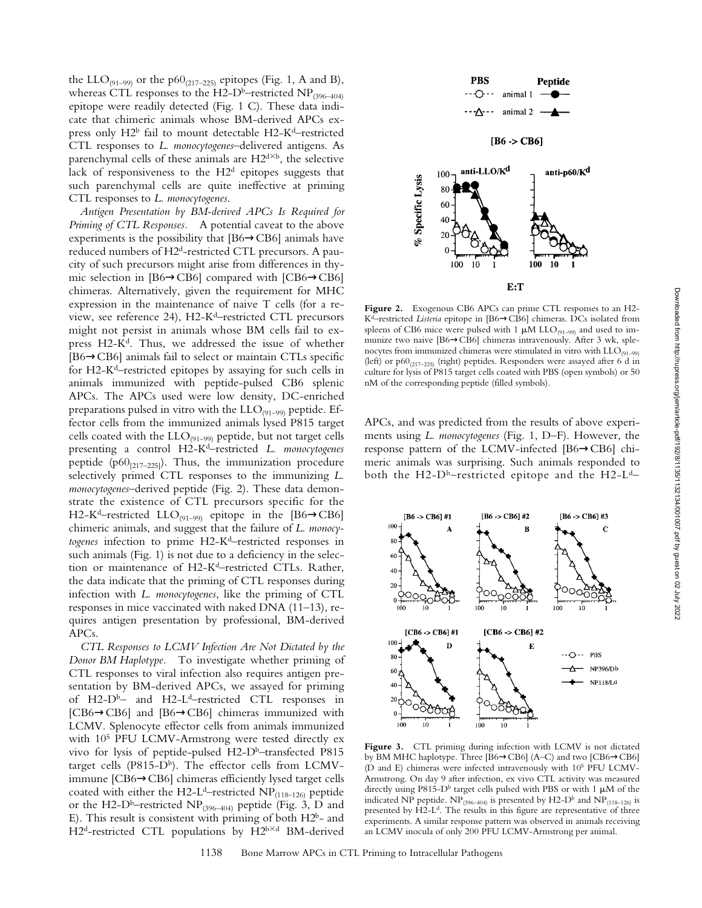the $LLO_{(91–99)}$ or the $p60_{(217–225)}$ epitopes (Fig. 1, A and B), whereas CTL responses to the H2-D$^b$–restricted $NP_{(396–404)}$ epitope were readily detected (Fig. 1 C). These data indicate that chimeric animals whose BM-derived APCs express only H2$^b$ fail to mount detectable H2-K$^d$–restricted CTL responses to *L. monocytogenes*–delivered antigens. As parenchymal cells of these animals are H2$^{d×b}$, the selective lack of responsiveness to the H2$^d$ epitopes suggests that such parenchymal cells are quite ineffective at priming CTL responses to *L. monocytogenes*.

*Antigen Presentation by BM-derived APCs Is Required for Priming of CTL Responses.* A potential caveat to the above experiments is the possibility that [B6→CB6] animals have reduced numbers of H2$^d$-restricted CTL precursors. A paucity of such precursors might arise from differences in thymic selection in [B6→CB6] compared with [CB6→CB6] chimeras. Alternatively, given the requirement for MHC expression in the maintenance of naive T cells (for a review, see reference 24), H2-K$^d$–restricted CTL precursors might not persist in animals whose BM cells fail to express H2-K$^d$. Thus, we addressed the issue of whether [B6→CB6] animals fail to select or maintain CTLs specific for H2-K$^d$–restricted epitopes by assaying for such cells in animals immunized with peptide-pulsed CB6 splenic APCs. The APCs used were low density, DC-enriched preparations pulsed in vitro with the $LLO_{(91–99)}$ peptide. Effector cells from the immunized animals lysed P815 target cells coated with the $LLO_{(91–99)}$ peptide, but not target cells presenting a control H2-K$^d$–restricted *L. monocytogenes* peptide ($p60_{[217–225]}$). Thus, the immunization procedure selectively primed CTL responses to the immunizing *L. monocytogenes*–derived peptide (Fig. 2). These data demonstrate the existence of CTL precursors specific for the H2-K$^d$–restricted $LLO_{(91–99)}$ epitope in the [B6→CB6] chimeric animals, and suggest that the failure of *L. monocytogenes* infection to prime H2-K$^d$–restricted responses in such animals (Fig. 1) is not due to a deficiency in the selection or maintenance of H2-K$^d$–restricted CTLs. Rather, the data indicate that the priming of CTL responses during infection with *L. monocytogenes*, like the priming of CTL responses in mice vaccinated with naked DNA (11–13), requires antigen presentation by professional, BM-derived APCs.

*CTL Responses to LCMV Infection Are Not Dictated by the Donor BM Haplotype.* To investigate whether priming of CTL responses to viral infection also requires antigen presentation by BM-derived APCs, we assayed for priming of H2-D$^b$– and H2-L$^d$–restricted CTL responses in [CB6→CB6] and [B6→CB6] chimeras immunized with LCMV. Splenocyte effector cells from animals immunized with $10^5$ PFU LCMV-Armstrong were tested directly ex vivo for lysis of peptide-pulsed H2-D$^b$–transfected P815 target cells (P815-D$^b$). The effector cells from LCMV-immune [CB6→CB6] chimeras efficiently lysed target cells coated with either the H2-L$^d$–restricted $NP_{(118–126)}$ peptide or the H2-D$^b$–restricted $NP_{(396–404)}$ peptide (Fig. 3, D and E). This result is consistent with priming of both H2$^b$- and H2$^d$-restricted CTL populations by H2$^{b×d}$ BM-derived

**Figure 2.** Exogenous CB6 APCs can prime CTL responses to an H2-K$^d$–restricted *Listeria* epitope in [B6→CB6] chimeras. DCs isolated from spleens of CB6 mice were pulsed with 1 μM $LLO_{(91–99)}$ and used to immunize two naive [B6→CB6] chimeras intravenously. After 3 wk, splenocytes from immunized chimeras were stimulated in vitro with $LLO_{(91–99)}$ (left) or $p60_{(217–225)}$ (right) peptides. Responders were assayed after 6 d in culture for lysis of P815 target cells coated with PBS (open symbols) or 50 nM of the corresponding peptide (filled symbols).

APCs, and was predicted from the results of above experiments using *L. monocytogenes* (Fig. 1, D–F). However, the response pattern of the LCMV-infected [B6→CB6] chimeric animals was surprising. Such animals responded to both the H2-D$^b$–restricted epitope and the H2-L$^d$–

**Figure 3.** CTL priming during infection with LCMV is not dictated by BM MHC haplotype. Three [B6→CB6] (A–C) and two [CB6→CB6] (D and E) chimeras were infected intravenously with $10^5$ PFU LCMV-Armstrong. On day 9 after infection, ex vivo CTL activity was measured directly using P815-D$^b$ target cells pulsed with PBS or with 1 μM of the indicated NP peptide. $NP_{(396–404)}$ is presented by H2-D$^b$ and $NP_{(118–126)}$ is presented by H2-L$^d$. The results in this figure are representative of three experiments. A similar response pattern was observed in animals receiving an LCMV inocula of only 200 PFU LCMV-Armstrong per animal.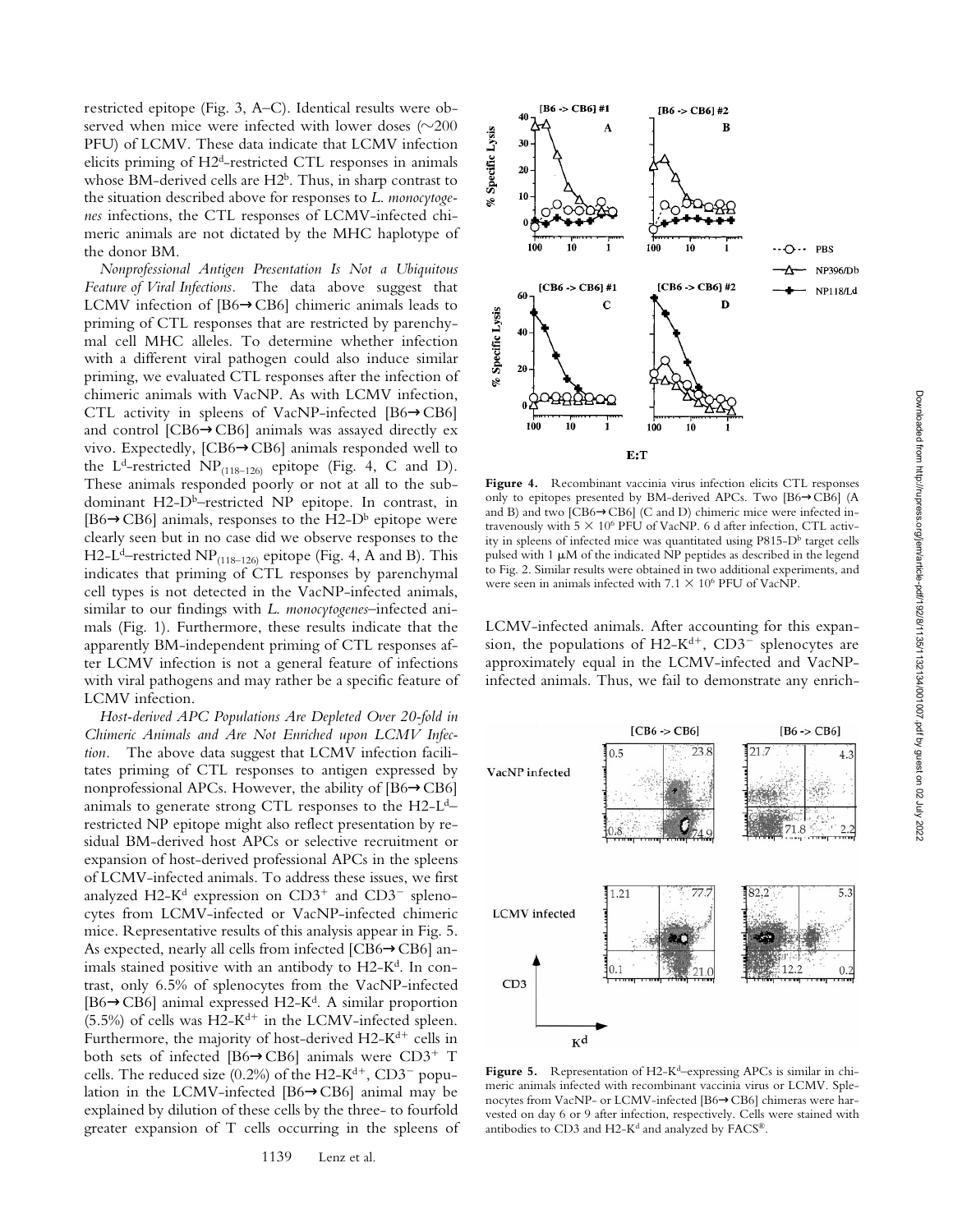restricted epitope (Fig. 3, A–C). Identical results were observed when mice were infected with lower doses (~200 PFU) of LCMV. These data indicate that LCMV infection elicits priming of H2[d]-restricted CTL responses in animals whose BM-derived cells are H2[b]. Thus, in sharp contrast to the situation described above for responses to *L. monocytogenes* infections, the CTL responses of LCMV-infected chimeric animals are not dictated by the MHC haplotype of the donor BM.

*Nonprofessional Antigen Presentation Is Not a Ubiquitous Feature of Viral Infections.* The data above suggest that LCMV infection of [B6→CB6] chimeric animals leads to priming of CTL responses that are restricted by parenchymal cell MHC alleles. To determine whether infection with a different viral pathogen could also induce similar priming, we evaluated CTL responses after the infection of chimeric animals with VacNP. As with LCMV infection, CTL activity in spleens of VacNP-infected [B6→CB6] and control [CB6→CB6] animals was assayed directly ex vivo. Expectedly, [CB6→CB6] animals responded well to the L[d]-restricted $NP_{(118–126)}$ epitope (Fig. 4, C and D). These animals responded poorly or not at all to the subdominant H2-D[b]–restricted NP epitope. In contrast, in [B6→CB6] animals, responses to the H2-D[b] epitope were clearly seen but in no case did we observe responses to the H2-L[d]–restricted $NP_{(118–126)}$ epitope (Fig. 4, A and B). This indicates that priming of CTL responses by parenchymal cell types is not detected in the VacNP-infected animals, similar to our findings with *L. monocytogenes*–infected animals (Fig. 1). Furthermore, these results indicate that the apparently BM-independent priming of CTL responses after LCMV infection is not a general feature of infections with viral pathogens and may rather be a specific feature of LCMV infection.

*Host-derived APC Populations Are Depleted Over 20-fold in Chimeric Animals and Are Not Enriched upon LCMV Infection.* The above data suggest that LCMV infection facilitates priming of CTL responses to antigen expressed by nonprofessional APCs. However, the ability of [B6→CB6] animals to generate strong CTL responses to the H2-L[d]–restricted NP epitope might also reflect presentation by residual BM-derived host APCs or selective recruitment or expansion of host-derived professional APCs in the spleens of LCMV-infected animals. To address these issues, we first analyzed H2-K[d] expression on CD3[+] and CD3[−] splenocytes from LCMV-infected or VacNP-infected chimeric mice. Representative results of this analysis appear in Fig. 5. As expected, nearly all cells from infected [CB6→CB6] animals stained positive with an antibody to H2-K[d]. In contrast, only 6.5% of splenocytes from the VacNP-infected [B6→CB6] animal expressed H2-K[d]. A similar proportion (5.5%) of cells was H2-K[d+] in the LCMV-infected spleen. Furthermore, the majority of host-derived H2-K[d+] cells in both sets of infected [B6→CB6] animals were CD3[+] T cells. The reduced size (0.2%) of the H2-K[d+], CD3[−] population in the LCMV-infected [B6→CB6] animal may be explained by dilution of these cells by the three- to fourfold greater expansion of T cells occurring in the spleens of LCMV-infected animals. After accounting for this expansion, the populations of H2-K[d+], CD3[−] splenocytes are approximately equal in the LCMV-infected and VacNP-infected animals. Thus, we fail to demonstrate any enrich-

**Figure 4.** Recombinant vaccinia virus infection elicits CTL responses only to epitopes presented by BM-derived APCs. Two [B6→CB6] (A and B) and two [CB6→CB6] (C and D) chimeric mice were infected intravenously with $5 \times 10^6$ PFU of VacNP. 6 d after infection, CTL activity in spleens of infected mice was quantitated using P815-D[b] target cells pulsed with 1 μM of the indicated NP peptides as described in the legend to Fig. 2. Similar results were obtained in two additional experiments, and were seen in animals infected with $7.1 \times 10^6$ PFU of VacNP.

**Figure 5.** Representation of H2-K[d]–expressing APCs is similar in chimeric animals infected with recombinant vaccinia virus or LCMV. Splenocytes from VacNP- or LCMV-infected [B6→CB6] chimeras were harvested on day 6 or 9 after infection, respectively. Cells were stained with antibodies to CD3 and H2-K[d] and analyzed by FACS®.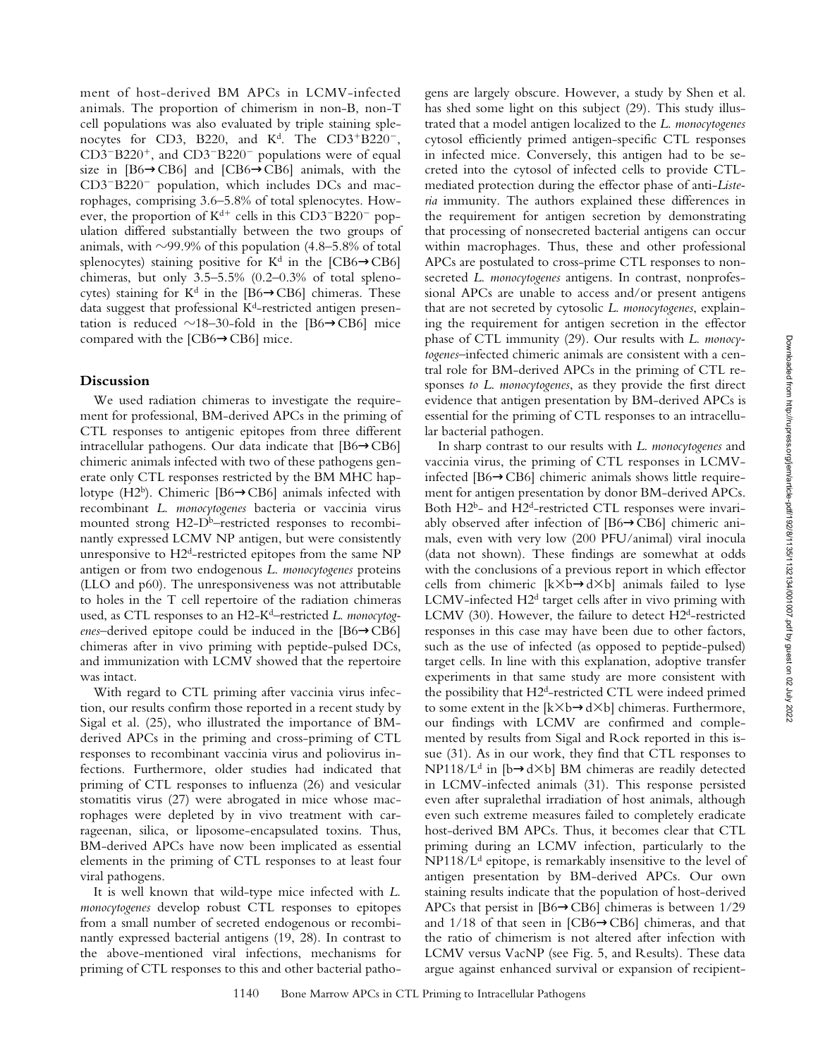ment of host-derived BM APCs in LCMV-infected animals. The proportion of chimerism in non-B, non-T cell populations was also evaluated by triple staining splenocytes for CD3, B220, and $K^d$. The $CD3^+B220^-$, $CD3^-B220^+$, and $CD3^-B220^-$ populations were of equal size in [B6→CB6] and [CB6→CB6] animals, with the $CD3^-B220^-$ population, which includes DCs and macrophages, comprising 3.6–5.8% of total splenocytes. However, the proportion of $K^{d+}$ cells in this $CD3^-B220^-$ population differed substantially between the two groups of animals, with ~99.9% of this population (4.8–5.8% of total splenocytes) staining positive for $K^d$ in the [CB6→CB6] chimeras, but only 3.5–5.5% (0.2–0.3% of total splenocytes) staining for $K^d$ in the [B6→CB6] chimeras. These data suggest that professional $K^d$-restricted antigen presentation is reduced ~18–30-fold in the [B6→CB6] mice compared with the [CB6→CB6] mice.

## Discussion

We used radiation chimeras to investigate the requirement for professional, BM-derived APCs in the priming of CTL responses to antigenic epitopes from three different intracellular pathogens. Our data indicate that [B6→CB6] chimeric animals infected with two of these pathogens generate only CTL responses restricted by the BM MHC haplotype ($H2^b$). Chimeric [B6→CB6] animals infected with recombinant *L. monocytogenes* bacteria or vaccinia virus mounted strong H2-$D^b$–restricted responses to recombinantly expressed LCMV NP antigen, but were consistently unresponsive to $H2^d$-restricted epitopes from the same NP antigen or from two endogenous *L. monocytogenes* proteins (LLO and p60). The unresponsiveness was not attributable to holes in the T cell repertoire of the radiation chimeras used, as CTL responses to an H2-$K^d$–restricted *L. monocytogenes*–derived epitope could be induced in the [B6→CB6] chimeras after in vivo priming with peptide-pulsed DCs, and immunization with LCMV showed that the repertoire was intact.

With regard to CTL priming after vaccinia virus infection, our results confirm those reported in a recent study by Sigal et al. (25), who illustrated the importance of BM-derived APCs in the priming and cross-priming of CTL responses to recombinant vaccinia virus and poliovirus infections. Furthermore, older studies had indicated that priming of CTL responses to influenza (26) and vesicular stomatitis virus (27) were abrogated in mice whose macrophages were depleted by in vivo treatment with carrageenan, silica, or liposome-encapsulated toxins. Thus, BM-derived APCs have now been implicated as essential elements in the priming of CTL responses to at least four viral pathogens.

It is well known that wild-type mice infected with *L. monocytogenes* develop robust CTL responses to epitopes from a small number of secreted endogenous or recombinantly expressed bacterial antigens (19, 28). In contrast to the above-mentioned viral infections, mechanisms for priming of CTL responses to this and other bacterial pathogens are largely obscure. However, a study by Shen et al. has shed some light on this subject (29). This study illustrated that a model antigen localized to the *L. monocytogenes* cytosol efficiently primed antigen-specific CTL responses in infected mice. Conversely, this antigen had to be secreted into the cytosol of infected cells to provide CTL-mediated protection during the effector phase of anti-*Listeria* immunity. The authors explained these differences in the requirement for antigen secretion by demonstrating that processing of nonsecreted bacterial antigens can occur within macrophages. Thus, these and other professional APCs are postulated to cross-prime CTL responses to nonsecreted *L. monocytogenes* antigens. In contrast, nonprofessional APCs are unable to access and/or present antigens that are not secreted by cytosolic *L. monocytogenes*, explaining the requirement for antigen secretion in the effector phase of CTL immunity (29). Our results with *L. monocytogenes*–infected chimeric animals are consistent with a central role for BM-derived APCs in the priming of CTL responses *to L. monocytogenes*, as they provide the first direct evidence that antigen presentation by BM-derived APCs is essential for the priming of CTL responses to an intracellular bacterial pathogen.

In sharp contrast to our results with *L. monocytogenes* and vaccinia virus, the priming of CTL responses in LCMV-infected [B6→CB6] chimeric animals shows little requirement for antigen presentation by donor BM-derived APCs. Both $H2^b$- and $H2^d$-restricted CTL responses were invariably observed after infection of [B6→CB6] chimeric animals, even with very low (200 PFU/animal) viral inocula (data not shown). These findings are somewhat at odds with the conclusions of a previous report in which effector cells from chimeric [k×b→d×b] animals failed to lyse LCMV-infected $H2^d$ target cells after in vivo priming with LCMV (30). However, the failure to detect $H2^d$-restricted responses in this case may have been due to other factors, such as the use of infected (as opposed to peptide-pulsed) target cells. In line with this explanation, adoptive transfer experiments in that same study are more consistent with the possibility that $H2^d$-restricted CTL were indeed primed to some extent in the [k×b→d×b] chimeras. Furthermore, our findings with LCMV are confirmed and complemented by results from Sigal and Rock reported in this issue (31). As in our work, they find that CTL responses to NP118/$L^d$ in [b→d×b] BM chimeras are readily detected in LCMV-infected animals (31). This response persisted even after supralethal irradiation of host animals, although even such extreme measures failed to completely eradicate host-derived BM APCs. Thus, it becomes clear that CTL priming during an LCMV infection, particularly to the NP118/$L^d$ epitope, is remarkably insensitive to the level of antigen presentation by BM-derived APCs. Our own staining results indicate that the population of host-derived APCs that persist in [B6→CB6] chimeras is between 1/29 and 1/18 of that seen in [CB6→CB6] chimeras, and that the ratio of chimerism is not altered after infection with LCMV versus VacNP (see Fig. 5, and Results). These data argue against enhanced survival or expansion of recipient-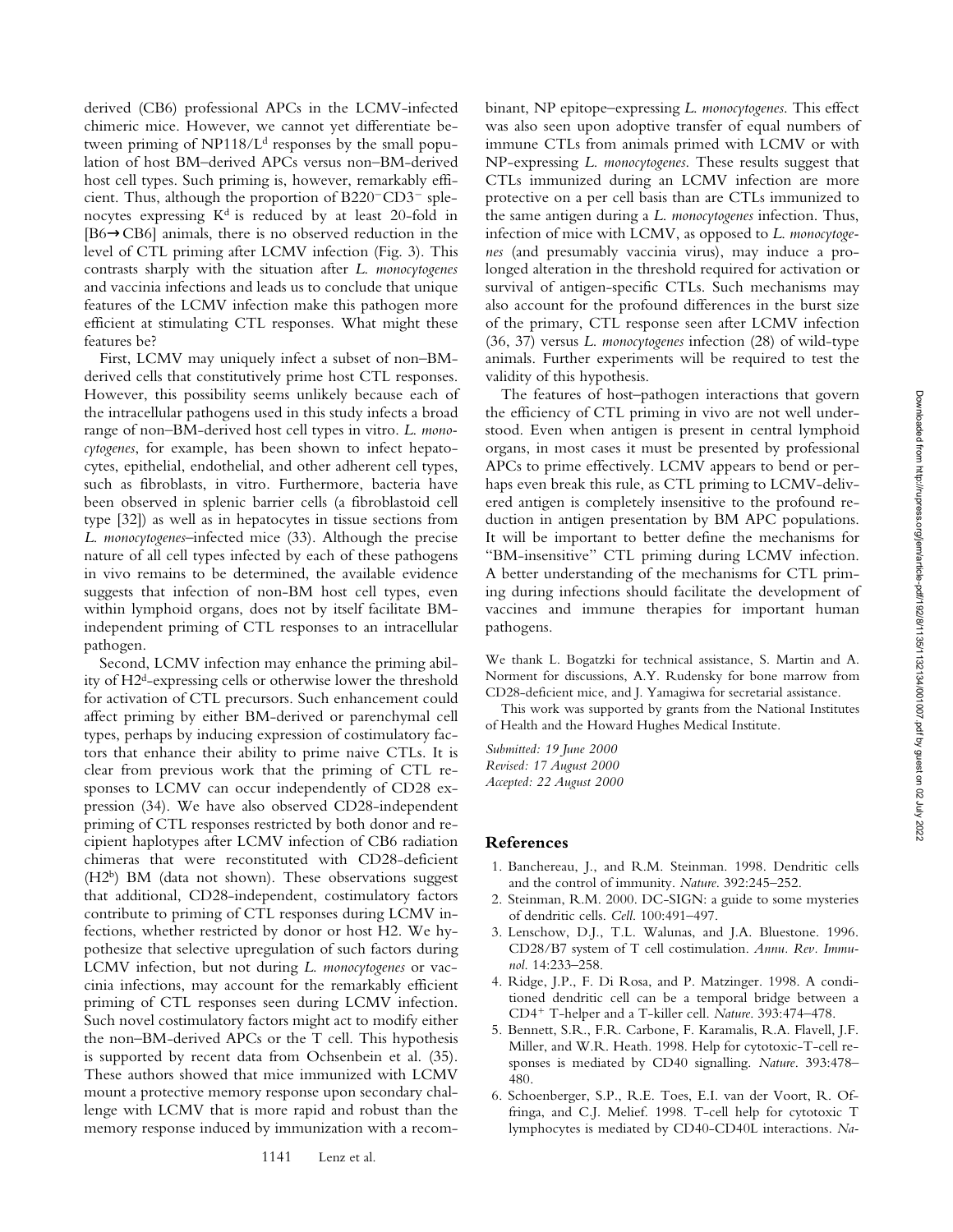derived (CB6) professional APCs in the LCMV-infected chimeric mice. However, we cannot yet differentiate between priming of NP118/L$^d$ responses by the small population of host BM–derived APCs versus non–BM-derived host cell types. Such priming is, however, remarkably efficient. Thus, although the proportion of B220$^-$CD3$^-$ splenocytes expressing K$^d$ is reduced by at least 20-fold in [B6→CB6] animals, there is no observed reduction in the level of CTL priming after LCMV infection (Fig. 3). This contrasts sharply with the situation after *L. monocytogenes* and vaccinia infections and leads us to conclude that unique features of the LCMV infection make this pathogen more efficient at stimulating CTL responses. What might these features be?

First, LCMV may uniquely infect a subset of non–BM-derived cells that constitutively prime host CTL responses. However, this possibility seems unlikely because each of the intracellular pathogens used in this study infects a broad range of non–BM-derived host cell types in vitro. *L. monocytogenes*, for example, has been shown to infect hepatocytes, epithelial, endothelial, and other adherent cell types, such as fibroblasts, in vitro. Furthermore, bacteria have been observed in splenic barrier cells (a fibroblastoid cell type [32]) as well as in hepatocytes in tissue sections from *L. monocytogenes*–infected mice (33). Although the precise nature of all cell types infected by each of these pathogens in vivo remains to be determined, the available evidence suggests that infection of non-BM host cell types, even within lymphoid organs, does not by itself facilitate BM-independent priming of CTL responses to an intracellular pathogen.

Second, LCMV infection may enhance the priming ability of H2$^d$-expressing cells or otherwise lower the threshold for activation of CTL precursors. Such enhancement could affect priming by either BM-derived or parenchymal cell types, perhaps by inducing expression of costimulatory factors that enhance their ability to prime naive CTLs. It is clear from previous work that the priming of CTL responses to LCMV can occur independently of CD28 expression (34). We have also observed CD28-independent priming of CTL responses restricted by both donor and recipient haplotypes after LCMV infection of CB6 radiation chimeras that were reconstituted with CD28-deficient (H2$^b$) BM (data not shown). These observations suggest that additional, CD28-independent, costimulatory factors contribute to priming of CTL responses during LCMV infections, whether restricted by donor or host H2. We hypothesize that selective upregulation of such factors during LCMV infection, but not during *L. monocytogenes* or vaccinia infections, may account for the remarkably efficient priming of CTL responses seen during LCMV infection. Such novel costimulatory factors might act to modify either the non–BM-derived APCs or the T cell. This hypothesis is supported by recent data from Ochsenbein et al. (35). These authors showed that mice immunized with LCMV mount a protective memory response upon secondary challenge with LCMV that is more rapid and robust than the memory response induced by immunization with a recombinant, NP epitope–expressing *L. monocytogenes*. This effect was also seen upon adoptive transfer of equal numbers of immune CTLs from animals primed with LCMV or with NP-expressing *L. monocytogenes*. These results suggest that CTLs immunized during an LCMV infection are more protective on a per cell basis than are CTLs immunized to the same antigen during a *L. monocytogenes* infection. Thus, infection of mice with LCMV, as opposed to *L. monocytogenes* (and presumably vaccinia virus), may induce a prolonged alteration in the threshold required for activation or survival of antigen-specific CTLs. Such mechanisms may also account for the profound differences in the burst size of the primary, CTL response seen after LCMV infection (36, 37) versus *L. monocytogenes* infection (28) of wild-type animals. Further experiments will be required to test the validity of this hypothesis.

The features of host–pathogen interactions that govern the efficiency of CTL priming in vivo are not well understood. Even when antigen is present in central lymphoid organs, in most cases it must be presented by professional APCs to prime effectively. LCMV appears to bend or perhaps even break this rule, as CTL priming to LCMV-delivered antigen is completely insensitive to the profound reduction in antigen presentation by BM APC populations. It will be important to better define the mechanisms for "BM-insensitive" CTL priming during LCMV infection. A better understanding of the mechanisms for CTL priming during infections should facilitate the development of vaccines and immune therapies for important human pathogens.

We thank L. Bogatzki for technical assistance, S. Martin and A. Norment for discussions, A.Y. Rudensky for bone marrow from CD28-deficient mice, and J. Yamagiwa for secretarial assistance.

This work was supported by grants from the National Institutes of Health and the Howard Hughes Medical Institute.

*Submitted: 19 June 2000*
*Revised: 17 August 2000*
*Accepted: 22 August 2000*

## References

1. Banchereau, J., and R.M. Steinman. 1998. Dendritic cells and the control of immunity. *Nature.* 392:245–252.
2. Steinman, R.M. 2000. DC-SIGN: a guide to some mysteries of dendritic cells. *Cell.* 100:491–497.
3. Lenschow, D.J., T.L. Walunas, and J.A. Bluestone. 1996. CD28/B7 system of T cell costimulation. *Annu. Rev. Immunol.* 14:233–258.
4. Ridge, J.P., F. Di Rosa, and P. Matzinger. 1998. A conditioned dendritic cell can be a temporal bridge between a CD4$^+$ T-helper and a T-killer cell. *Nature.* 393:474–478.
5. Bennett, S.R., F.R. Carbone, F. Karamalis, R.A. Flavell, J.F. Miller, and W.R. Heath. 1998. Help for cytotoxic-T-cell responses is mediated by CD40 signalling. *Nature.* 393:478–480.
6. Schoenberger, S.P., R.E. Toes, E.I. van der Voort, R. Offringa, and C.J. Melief. 1998. T-cell help for cytotoxic T lymphocytes is mediated by CD40-CD40L interactions. *Na-*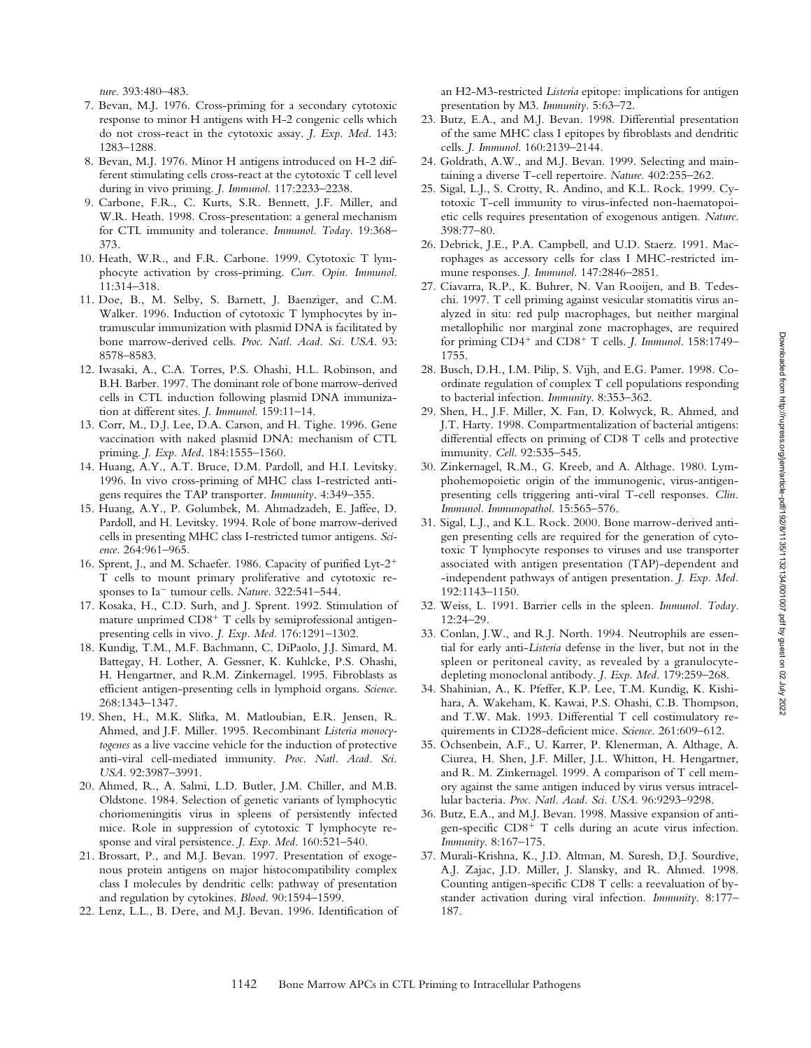ture. 393:480–483.

7. Bevan, M.J. 1976. Cross-priming for a secondary cytotoxic response to minor H antigens with H-2 congenic cells which do not cross-react in the cytotoxic assay. *J. Exp. Med.* 143: 1283–1288.
8. Bevan, M.J. 1976. Minor H antigens introduced on H-2 different stimulating cells cross-react at the cytotoxic T cell level during in vivo priming. *J. Immunol.* 117:2233–2238.
9. Carbone, F.R., C. Kurts, S.R. Bennett, J.F. Miller, and W.R. Heath. 1998. Cross-presentation: a general mechanism for CTL immunity and tolerance. *Immunol. Today.* 19:368–373.
10. Heath, W.R., and F.R. Carbone. 1999. Cytotoxic T lymphocyte activation by cross-priming. *Curr. Opin. Immunol.* 11:314–318.
11. Doe, B., M. Selby, S. Barnett, J. Baenziger, and C.M. Walker. 1996. Induction of cytotoxic T lymphocytes by intramuscular immunization with plasmid DNA is facilitated by bone marrow-derived cells. *Proc. Natl. Acad. Sci. USA.* 93: 8578–8583.
12. Iwasaki, A., C.A. Torres, P.S. Ohashi, H.L. Robinson, and B.H. Barber. 1997. The dominant role of bone marrow-derived cells in CTL induction following plasmid DNA immunization at different sites. *J. Immunol.* 159:11–14.
13. Corr, M., D.J. Lee, D.A. Carson, and H. Tighe. 1996. Gene vaccination with naked plasmid DNA: mechanism of CTL priming. *J. Exp. Med.* 184:1555–1560.
14. Huang, A.Y., A.T. Bruce, D.M. Pardoll, and H.I. Levitsky. 1996. In vivo cross-priming of MHC class I-restricted antigens requires the TAP transporter. *Immunity.* 4:349–355.
15. Huang, A.Y., P. Golumbek, M. Ahmadzadeh, E. Jaffee, D. Pardoll, and H. Levitsky. 1994. Role of bone marrow-derived cells in presenting MHC class I-restricted tumor antigens. *Science.* 264:961–965.
16. Sprent, J., and M. Schaefer. 1986. Capacity of purified Lyt-$2^+$ T cells to mount primary proliferative and cytotoxic responses to $Ia^-$ tumour cells. *Nature.* 322:541–544.
17. Kosaka, H., C.D. Surh, and J. Sprent. 1992. Stimulation of mature unprimed $CD8^+$ T cells by semiprofessional antigen-presenting cells in vivo. *J. Exp. Med.* 176:1291–1302.
18. Kundig, T.M., M.F. Bachmann, C. DiPaolo, J.J. Simard, M. Battegay, H. Lother, A. Gessner, K. Kuhlcke, P.S. Ohashi, H. Hengartner, and R.M. Zinkernagel. 1995. Fibroblasts as efficient antigen-presenting cells in lymphoid organs. *Science.* 268:1343–1347.
19. Shen, H., M.K. Slifka, M. Matloubian, E.R. Jensen, R. Ahmed, and J.F. Miller. 1995. Recombinant *Listeria monocytogenes* as a live vaccine vehicle for the induction of protective anti-viral cell-mediated immunity. *Proc. Natl. Acad. Sci. USA.* 92:3987–3991.
20. Ahmed, R., A. Salmi, L.D. Butler, J.M. Chiller, and M.B. Oldstone. 1984. Selection of genetic variants of lymphocytic choriomeningitis virus in spleens of persistently infected mice. Role in suppression of cytotoxic T lymphocyte response and viral persistence. *J. Exp. Med.* 160:521–540.
21. Brossart, P., and M.J. Bevan. 1997. Presentation of exogenous protein antigens on major histocompatibility complex class I molecules by dendritic cells: pathway of presentation and regulation by cytokines. *Blood.* 90:1594–1599.
22. Lenz, L.L., B. Dere, and M.J. Bevan. 1996. Identification of an H2-M3-restricted *Listeria* epitope: implications for antigen presentation by M3. *Immunity.* 5:63–72.
23. Butz, E.A., and M.J. Bevan. 1998. Differential presentation of the same MHC class I epitopes by fibroblasts and dendritic cells. *J. Immunol.* 160:2139–2144.
24. Goldrath, A.W., and M.J. Bevan. 1999. Selecting and maintaining a diverse T-cell repertoire. *Nature.* 402:255–262.
25. Sigal, L.J., S. Crotty, R. Andino, and K.L. Rock. 1999. Cytotoxic T-cell immunity to virus-infected non-haematopoietic cells requires presentation of exogenous antigen. *Nature.* 398:77–80.
26. Debrick, J.E., P.A. Campbell, and U.D. Staerz. 1991. Macrophages as accessory cells for class I MHC-restricted immune responses. *J. Immunol.* 147:2846–2851.
27. Ciavarra, R.P., K. Buhrer, N. Van Rooijen, and B. Tedeschi. 1997. T cell priming against vesicular stomatitis virus analyzed in situ: red pulp macrophages, but neither marginal metallophilic nor marginal zone macrophages, are required for priming $CD4^+$ and $CD8^+$ T cells. *J. Immunol.* 158:1749–1755.
28. Busch, D.H., I.M. Pilip, S. Vijh, and E.G. Pamer. 1998. Coordinate regulation of complex T cell populations responding to bacterial infection. *Immunity.* 8:353–362.
29. Shen, H., J.F. Miller, X. Fan, D. Kolwyck, R. Ahmed, and J.T. Harty. 1998. Compartmentalization of bacterial antigens: differential effects on priming of CD8 T cells and protective immunity. *Cell.* 92:535–545.
30. Zinkernagel, R.M., G. Kreeb, and A. Althage. 1980. Lymphohemopoietic origin of the immunogenic, virus-antigen-presenting cells triggering anti-viral T-cell responses. *Clin. Immunol. Immunopathol.* 15:565–576.
31. Sigal, L.J., and K.L. Rock. 2000. Bone marrow-derived antigen presenting cells are required for the generation of cytotoxic T lymphocyte responses to viruses and use transporter associated with antigen presentation (TAP)-dependent and -independent pathways of antigen presentation. *J. Exp. Med.* 192:1143–1150.
32. Weiss, L. 1991. Barrier cells in the spleen. *Immunol. Today.* 12:24–29.
33. Conlan, J.W., and R.J. North. 1994. Neutrophils are essential for early anti-*Listeria* defense in the liver, but not in the spleen or peritoneal cavity, as revealed by a granulocyte-depleting monoclonal antibody. *J. Exp. Med.* 179:259–268.
34. Shahinian, A., K. Pfeffer, K.P. Lee, T.M. Kundig, K. Kishihara, A. Wakeham, K. Kawai, P.S. Ohashi, C.B. Thompson, and T.W. Mak. 1993. Differential T cell costimulatory requirements in CD28-deficient mice. *Science.* 261:609–612.
35. Ochsenbein, A.F., U. Karrer, P. Klenerman, A. Althage, A. Ciurea, H. Shen, J.F. Miller, J.L. Whitton, H. Hengartner, and R. M. Zinkernagel. 1999. A comparison of T cell memory against the same antigen induced by virus versus intracellular bacteria. *Proc. Natl. Acad. Sci. USA.* 96:9293–9298.
36. Butz, E.A., and M.J. Bevan. 1998. Massive expansion of antigen-specific $CD8^+$ T cells during an acute virus infection. *Immunity.* 8:167–175.
37. Murali-Krishna, K., J.D. Altman, M. Suresh, D.J. Sourdive, A.J. Zajac, J.D. Miller, J. Slansky, and R. Ahmed. 1998. Counting antigen-specific CD8 T cells: a reevaluation of bystander activation during viral infection. *Immunity.* 8:177–187.